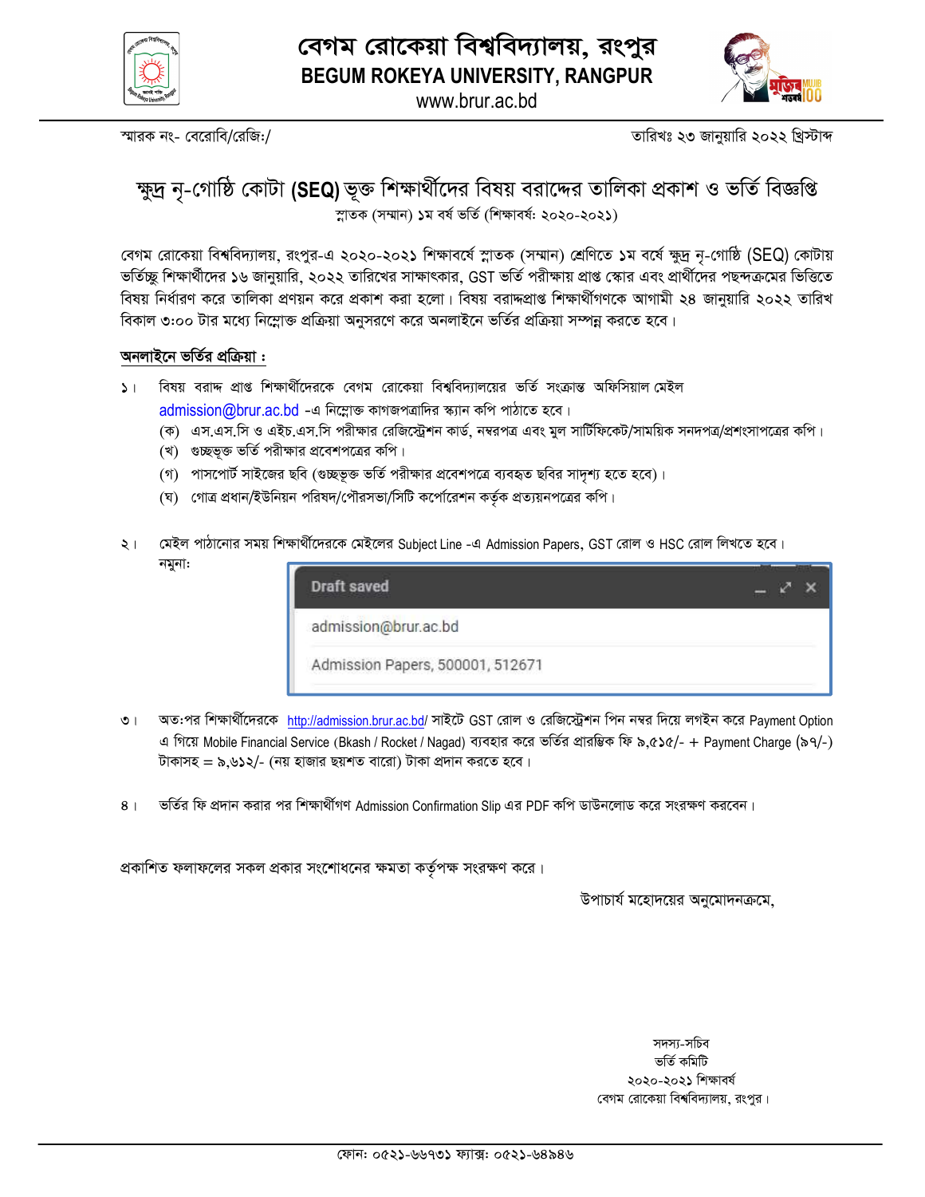# বেগম রোকেয়া বিশ্ববিদ্যালয়, রংপুর

**BEGUM ROKEYA UNIVERSITY, RANGPUR**

www.brur.ac.bd

স্মারক নং- বেরোবি/রেজি:/

তারিখঃ ২৩ জানুয়ারি ২০২২ খ্রিস্টাব্দ

## ক্ষুদ্র নৃ-গোষ্ঠি কোটা (SEQ) ভূক্ত শিক্ষার্থীদের বিষয় বরাদ্দের তালিকা প্রকাশ ও ভর্তি বিজ্ঞপ্তি

স্নাতক (সম্মান) ১ম বর্ষ ভর্তি (শিক্ষাবর্ষ: ২০২০-২০২১)

বেগম রোকেয়া বিশ্ববিদ্যালয়, রংপুর-এ ২০২০-২০২১ শিক্ষাবর্ষে স্নাতক (সম্মান) শ্রেণিতে ১ম বর্ষে ক্ষুদ্র নৃ-গোষ্ঠি (SEQ) কোটায় ভর্তিচ্ছু শিক্ষার্থীদের ১৬ জানুয়ারি, ২০২২ তারিখের সাক্ষাৎকার, GST ভর্তি পরীক্ষায় প্রাপ্ত স্কোর এবং প্রার্থীদের পছন্দক্রমের ভিত্তিতে বিষয় নির্ধারণ করে তালিকা প্রণয়ন করে প্রকাশ করা হলো। বিষয় বরাদ্দপ্রাপ্ত শিক্ষার্থীগণকে আগামী ২৪ জানুয়ারি ২০২২ তারিখ বিকাল ৩:০০ টার মধ্যে নিম্নোক্ত প্রক্রিয়া অনুসরণে করে অনলাইনে ভর্তির প্রক্রিয়া সম্পন্ন করতে হবে।

**অনলাইনে ভর্তির প্রক্রিয়া :**

১। বিষয় বরাদ্দ প্রাপ্ত শিক্ষার্থীদেরকে বেগম রোকেয়া বিশ্ববিদ্যালয়ের ভর্তি সংক্রান্ত অফিসিয়াল মেইল admission@brur.ac.bd -এ নিম্নোক্ত কাগজপত্রাদির স্ক্যান কপি পাঠাতে হবে।
   - (ক) এস.এস.সি ও এইচ.এস.সি পরীক্ষার রেজিস্ট্রেশন কার্ড, নম্বরপত্র এবং মুল সার্টিফিকেট/সাময়িক সনদপত্র/প্রশংসাপত্রের কপি।
   - (খ) গুচ্ছভূক্ত ভর্তি পরীক্ষার প্রবেশপত্রের কপি।
   - (গ) পাসপোর্ট সাইজের ছবি (গুচ্ছভূক্ত ভর্তি পরীক্ষার প্রবেশপত্রে ব্যবহৃত ছবির সাদৃশ্য হতে হবে)।
   - (ঘ) গোত্র প্রধান/ইউনিয়ন পরিষদ/পৌরসভা/সিটি কর্পোরেশন কর্তৃক প্রত্যয়নপত্রের কপি।

২। মেইল পাঠানোর সময় শিক্ষার্থীদেরকে মেইলের Subject Line -এ Admission Papers, GST রোল ও HSC রোল লিখতে হবে।
নমুনা:

```
Draft saved
admission@brur.ac.bd
Admission Papers, 500001, 512671
```

৩। অত:পর শিক্ষার্থীদেরকে http://admission.brur.ac.bd/ সাইটে GST রোল ও রেজিস্ট্রেশন পিন নম্বর দিয়ে লগইন করে Payment Option এ গিয়ে Mobile Financial Service (Bkash / Rocket / Nagad) ব্যবহার করে ভর্তির প্রারম্ভিক ফি ৯,৫১৫/- + Payment Charge (৯৭/-) টাকাসহ = ৯,৬১২/- (নয় হাজার ছয়শত বারো) টাকা প্রদান করতে হবে।

৪। ভর্তির ফি প্রদান করার পর শিক্ষার্থীগণ Admission Confirmation Slip এর PDF কপি ডাউনলোড করে সংরক্ষণ করবেন।

প্রকাশিত ফলাফলের সকল প্রকার সংশোধনের ক্ষমতা কর্তৃপক্ষ সংরক্ষণ করে।

উপাচার্য মহোদয়ের অনুমোদনক্রমে,

সদস্য-সচিব
ভর্তি কমিটি
২০২০-২০২১ শিক্ষাবর্ষ
বেগম রোকেয়া বিশ্ববিদ্যালয়, রংপুর।

ফোন: ০৫২১-৬৬৭৩১ ফ্যাক্স: ০৫২১-৬৪৯৪৬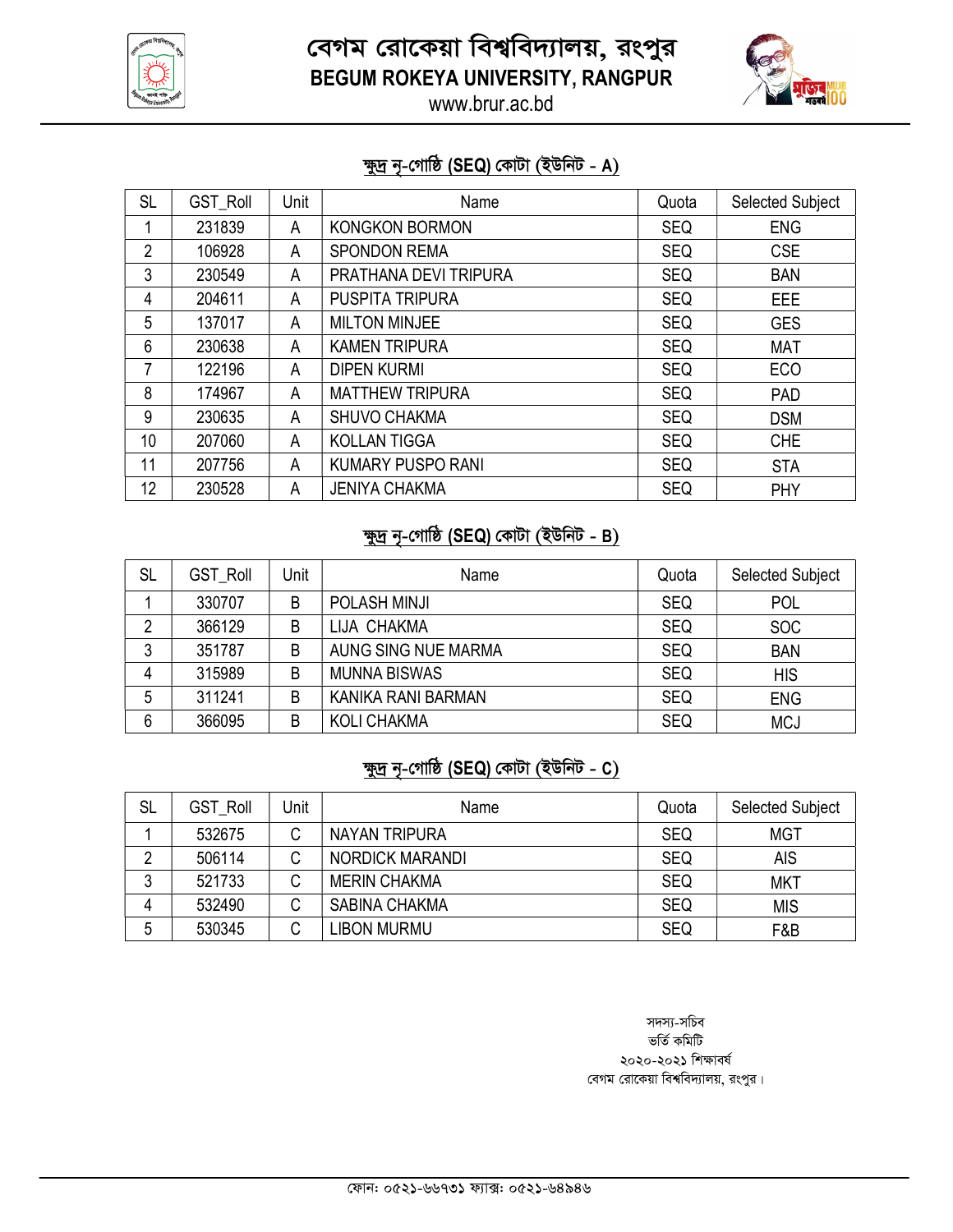# বেগম রোকেয়া বিশ্ববিদ্যালয়, রংপুর

**BEGUM ROKEYA UNIVERSITY, RANGPUR**

www.brur.ac.bd

## ক্ষুদ্র নৃ-গোষ্ঠি (SEQ) কোটা (ইউনিট - A)

| SL | GST_Roll | Unit | Name | Quota | Selected Subject |
|---|---|---|---|---|---|
| 1 | 231839 | A | KONGKON BORMON | SEQ | ENG |
| 2 | 106928 | A | SPONDON REMA | SEQ | CSE |
| 3 | 230549 | A | PRATHANA DEVI TRIPURA | SEQ | BAN |
| 4 | 204611 | A | PUSPITA TRIPURA | SEQ | EEE |
| 5 | 137017 | A | MILTON MINJEE | SEQ | GES |
| 6 | 230638 | A | KAMEN TRIPURA | SEQ | MAT |
| 7 | 122196 | A | DIPEN KURMI | SEQ | ECO |
| 8 | 174967 | A | MATTHEW TRIPURA | SEQ | PAD |
| 9 | 230635 | A | SHUVO CHAKMA | SEQ | DSM |
| 10 | 207060 | A | KOLLAN TIGGA | SEQ | CHE |
| 11 | 207756 | A | KUMARY PUSPO RANI | SEQ | STA |
| 12 | 230528 | A | JENIYA CHAKMA | SEQ | PHY |

## ক্ষুদ্র নৃ-গোষ্ঠি (SEQ) কোটা (ইউনিট - B)

| SL | GST_Roll | Unit | Name | Quota | Selected Subject |
|---|---|---|---|---|---|
| 1 | 330707 | B | POLASH MINJI | SEQ | POL |
| 2 | 366129 | B | LIJA CHAKMA | SEQ | SOC |
| 3 | 351787 | B | AUNG SING NUE MARMA | SEQ | BAN |
| 4 | 315989 | B | MUNNA BISWAS | SEQ | HIS |
| 5 | 311241 | B | KANIKA RANI BARMAN | SEQ | ENG |
| 6 | 366095 | B | KOLI CHAKMA | SEQ | MCJ |

## ক্ষুদ্র নৃ-গোষ্ঠি (SEQ) কোটা (ইউনিট - C)

| SL | GST_Roll | Unit | Name | Quota | Selected Subject |
|---|---|---|---|---|---|
| 1 | 532675 | C | NAYAN TRIPURA | SEQ | MGT |
| 2 | 506114 | C | NORDICK MARANDI | SEQ | AIS |
| 3 | 521733 | C | MERIN CHAKMA | SEQ | MKT |
| 4 | 532490 | C | SABINA CHAKMA | SEQ | MIS |
| 5 | 530345 | C | LIBON MURMU | SEQ | F&B |

সদস্য-সচিব
ভর্তি কমিটি
২০২০-২০২১ শিক্ষাবর্ষ
বেগম রোকেয়া বিশ্ববিদ্যালয়, রংপুর।

ফোন: ০৫২১-৬৬৭৩১ ফ্যাক্স: ০৫২১-৬৪৯৪৬